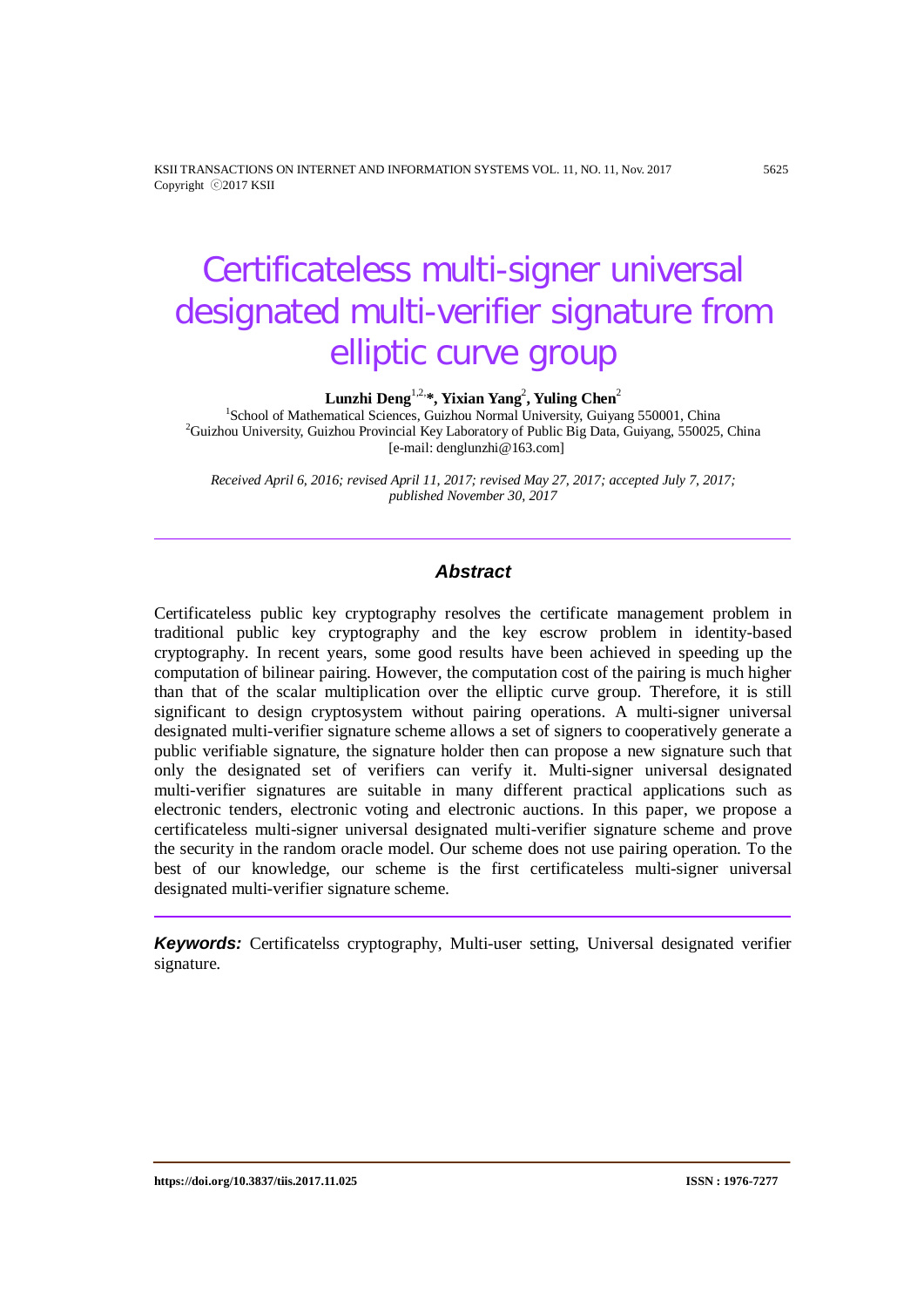# Certificateless multi-signer universal designated multi-verifier signature from elliptic curve group

**Lunzhi Deng**[1,2,*], **Yixian Yang**[2], **Yuling Chen**[2]

[1]School of Mathematical Sciences, Guizhou Normal University, Guiyang 550001, China
[2]Guizhou University, Guizhou Provincial Key Laboratory of Public Big Data, Guiyang, 550025, China
[e-mail: denglunzhi@163.com]

*Received April 6, 2016; revised April 11, 2017; revised May 27, 2017; accepted July 7, 2017; published November 30, 2017*

## Abstract

Certificateless public key cryptography resolves the certificate management problem in traditional public key cryptography and the key escrow problem in identity-based cryptography. In recent years, some good results have been achieved in speeding up the computation of bilinear pairing. However, the computation cost of the pairing is much higher than that of the scalar multiplication over the elliptic curve group. Therefore, it is still significant to design cryptosystem without pairing operations. A multi-signer universal designated multi-verifier signature scheme allows a set of signers to cooperatively generate a public verifiable signature, the signature holder then can propose a new signature such that only the designated set of verifiers can verify it. Multi-signer universal designated multi-verifier signatures are suitable in many different practical applications such as electronic tenders, electronic voting and electronic auctions. In this paper, we propose a certificateless multi-signer universal designated multi-verifier signature scheme and prove the security in the random oracle model. Our scheme does not use pairing operation. To the best of our knowledge, our scheme is the first certificateless multi-signer universal designated multi-verifier signature scheme.

***Keywords:*** Certificatelss cryptography, Multi-user setting, Universal designated verifier signature.

https://doi.org/10.3837/tiis.2017.11.025 ISSN : 1976-7277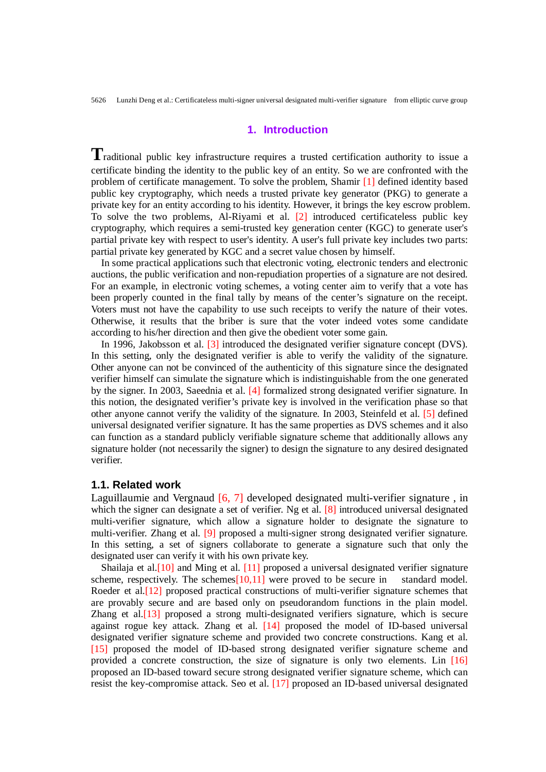## 1. Introduction

Traditional public key infrastructure requires a trusted certification authority to issue a certificate binding the identity to the public key of an entity. So we are confronted with the problem of certificate management. To solve the problem, Shamir [1] defined identity based public key cryptography, which needs a trusted private key generator (PKG) to generate a private key for an entity according to his identity. However, it brings the key escrow problem. To solve the two problems, Al-Riyami et al. [2] introduced certificateless public key cryptography, which requires a semi-trusted key generation center (KGC) to generate user's partial private key with respect to user's identity. A user's full private key includes two parts: partial private key generated by KGC and a secret value chosen by himself.

In some practical applications such that electronic voting, electronic tenders and electronic auctions, the public verification and non-repudiation properties of a signature are not desired. For an example, in electronic voting schemes, a voting center aim to verify that a vote has been properly counted in the final tally by means of the center's signature on the receipt. Voters must not have the capability to use such receipts to verify the nature of their votes. Otherwise, it results that the briber is sure that the voter indeed votes some candidate according to his/her direction and then give the obedient voter some gain.

In 1996, Jakobsson et al. [3] introduced the designated verifier signature concept (DVS). In this setting, only the designated verifier is able to verify the validity of the signature. Other anyone can not be convinced of the authenticity of this signature since the designated verifier himself can simulate the signature which is indistinguishable from the one generated by the signer. In 2003, Saeednia et al. [4] formalized strong designated verifier signature. In this notion, the designated verifier's private key is involved in the verification phase so that other anyone cannot verify the validity of the signature. In 2003, Steinfeld et al. [5] defined universal designated verifier signature. It has the same properties as DVS schemes and it also can function as a standard publicly verifiable signature scheme that additionally allows any signature holder (not necessarily the signer) to design the signature to any desired designated verifier.

### 1.1. Related work

Laguillaumie and Vergnaud [6, 7] developed designated multi-verifier signature , in which the signer can designate a set of verifier. Ng et al. [8] introduced universal designated multi-verifier signature, which allow a signature holder to designate the signature to multi-verifier. Zhang et al. [9] proposed a multi-signer strong designated verifier signature. In this setting, a set of signers collaborate to generate a signature such that only the designated user can verify it with his own private key.

Shailaja et al.[10] and Ming et al. [11] proposed a universal designated verifier signature scheme, respectively. The schemes[10,11] were proved to be secure in standard model. Roeder et al.[12] proposed practical constructions of multi-verifier signature schemes that are provably secure and are based only on pseudorandom functions in the plain model. Zhang et al.[13] proposed a strong multi-designated verifiers signature, which is secure against rogue key attack. Zhang et al. [14] proposed the model of ID-based universal designated verifier signature scheme and provided two concrete constructions. Kang et al. [15] proposed the model of ID-based strong designated verifier signature scheme and provided a concrete construction, the size of signature is only two elements. Lin [16] proposed an ID-based toward secure strong designated verifier signature scheme, which can resist the key-compromise attack. Seo et al. [17] proposed an ID-based universal designated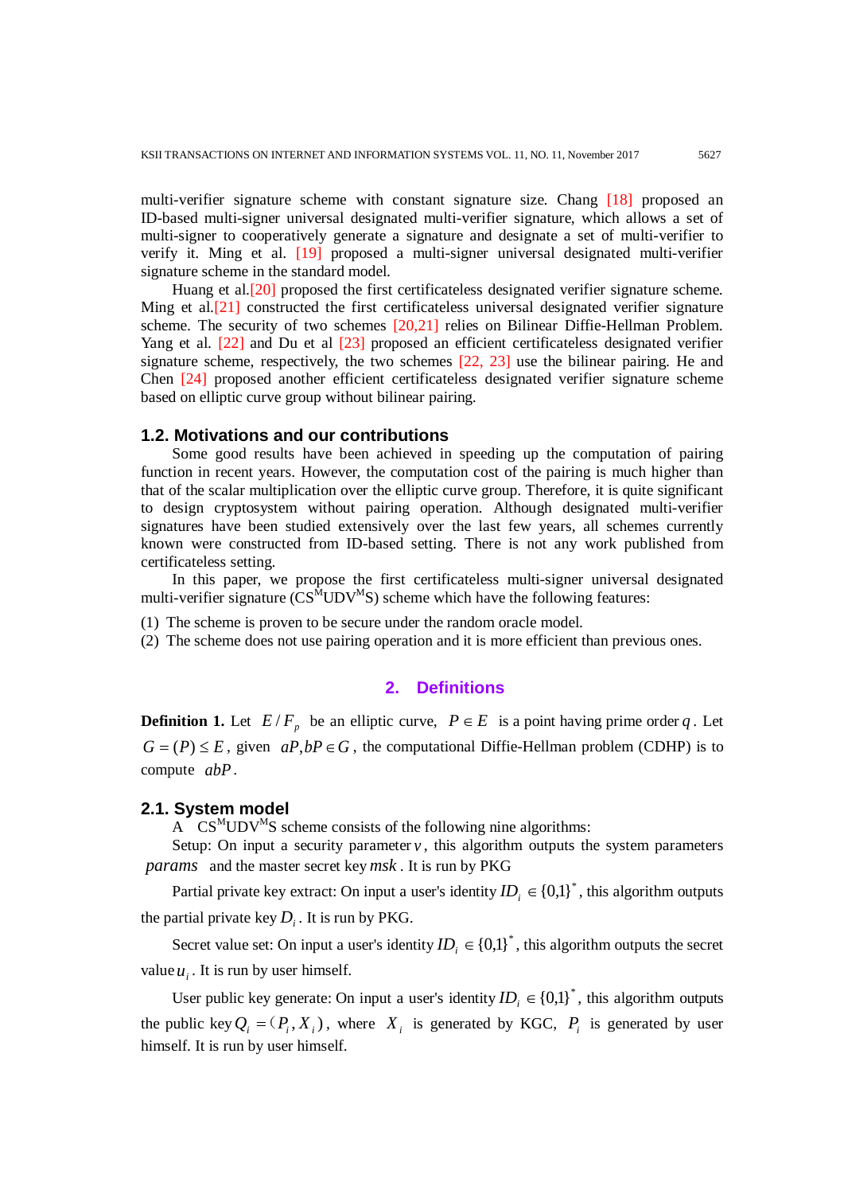multi-verifier signature scheme with constant signature size. Chang [18] proposed an ID-based multi-signer universal designated multi-verifier signature, which allows a set of multi-signer to cooperatively generate a signature and designate a set of multi-verifier to verify it. Ming et al. [19] proposed a multi-signer universal designated multi-verifier signature scheme in the standard model.

Huang et al.[20] proposed the first certificateless designated verifier signature scheme. Ming et al.[21] constructed the first certificateless universal designated verifier signature scheme. The security of two schemes [20,21] relies on Bilinear Diffie-Hellman Problem. Yang et al. [22] and Du et al [23] proposed an efficient certificateless designated verifier signature scheme, respectively, the two schemes [22, 23] use the bilinear pairing. He and Chen [24] proposed another efficient certificateless designated verifier signature scheme based on elliptic curve group without bilinear pairing.

### 1.2. Motivations and our contributions

Some good results have been achieved in speeding up the computation of pairing function in recent years. However, the computation cost of the pairing is much higher than that of the scalar multiplication over the elliptic curve group. Therefore, it is quite significant to design cryptosystem without pairing operation. Although designated multi-verifier signatures have been studied extensively over the last few years, all schemes currently known were constructed from ID-based setting. There is not any work published from certificateless setting.

In this paper, we propose the first certificateless multi-signer universal designated multi-verifier signature ($CS^MUDV^MS$) scheme which have the following features:

(1) The scheme is proven to be secure under the random oracle model.
(2) The scheme does not use pairing operation and it is more efficient than previous ones.

## 2. Definitions

**Definition 1.** Let $E/F_p$ be an elliptic curve, $P \in E$ is a point having prime order $q$. Let $G=(P) \leq E$, given $aP, bP \in G$, the computational Diffie-Hellman problem (CDHP) is to compute $abP$.

### 2.1. System model

A $CS^MUDV^MS$ scheme consists of the following nine algorithms:

Setup: On input a security parameter $v$, this algorithm outputs the system parameters $params$ and the master secret key $msk$. It is run by PKG

Partial private key extract: On input a user's identity $ID_i \in \{0,1\}^*$, this algorithm outputs the partial private key $D_i$. It is run by PKG.

Secret value set: On input a user's identity $ID_i \in \{0,1\}^*$, this algorithm outputs the secret value $u_i$. It is run by user himself.

User public key generate: On input a user's identity $ID_i \in \{0,1\}^*$, this algorithm outputs the public key $Q_i = (P_i, X_i)$, where $X_i$ is generated by KGC, $P_i$ is generated by user himself. It is run by user himself.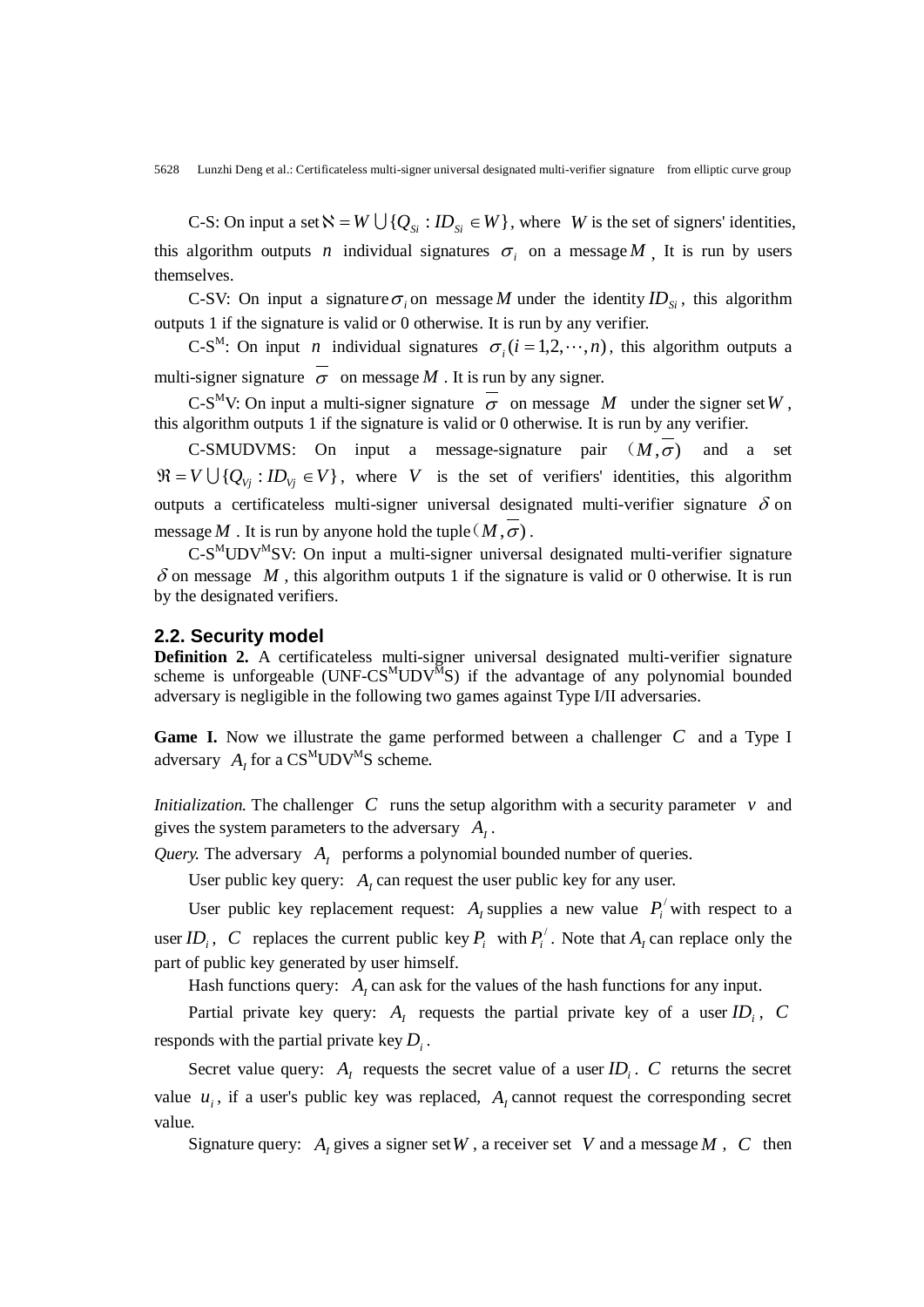C-S: On input a set $\aleph = W \bigcup \{Q_{Si} : ID_{Si} \in W\}$, where $W$ is the set of signers' identities, this algorithm outputs $n$ individual signatures $\sigma_i$ on a message $M$ , It is run by users themselves.

C-SV: On input a signature $\sigma_i$ on message $M$ under the identity $ID_{Si}$, this algorithm outputs 1 if the signature is valid or 0 otherwise. It is run by any verifier.

C-S$^{M}$: On input $n$ individual signatures $\sigma_i (i = 1,2,\cdots,n)$, this algorithm outputs a multi-signer signature $\overline{\sigma}$ on message $M$ . It is run by any signer.

C-S$^{M}$V: On input a multi-signer signature $\overline{\sigma}$ on message $M$ under the signer set $W$, this algorithm outputs 1 if the signature is valid or 0 otherwise. It is run by any verifier.

C-SMUDVMS: On input a message-signature pair $(M, \overline{\sigma})$ and a set $\Re = V \bigcup \{Q_{Vj} : ID_{Vj} \in V\}$, where $V$ is the set of verifiers' identities, this algorithm outputs a certificateless multi-signer universal designated multi-verifier signature $\delta$ on message $M$ . It is run by anyone hold the tuple $(M, \overline{\sigma})$.

C-S$^{M}$UDV$^{M}$SV: On input a multi-signer universal designated multi-verifier signature $\delta$ on message $M$ , this algorithm outputs 1 if the signature is valid or 0 otherwise. It is run by the designated verifiers.

## 2.2. Security model

**Definition 2.** A certificateless multi-signer universal designated multi-verifier signature scheme is unforgeable (UNF-CS$^{M}$UDV$^{M}$S) if the advantage of any polynomial bounded adversary is negligible in the following two games against Type I/II adversaries.

**Game I.** Now we illustrate the game performed between a challenger $C$ and a Type I adversary $A_I$ for a CS$^{M}$UDV$^{M}$S scheme.

*Initialization.* The challenger $C$ runs the setup algorithm with a security parameter $v$ and gives the system parameters to the adversary $A_I$.

*Query.* The adversary $A_I$ performs a polynomial bounded number of queries.

User public key query: $A_I$ can request the user public key for any user.

User public key replacement request: $A_I$ supplies a new value $P_i^{/}$ with respect to a user $ID_i$, $C$ replaces the current public key $P_i$ with $P_i^{/}$. Note that $A_I$ can replace only the part of public key generated by user himself.

Hash functions query: $A_I$ can ask for the values of the hash functions for any input.

Partial private key query: $A_I$ requests the partial private key of a user $ID_i$, $C$ responds with the partial private key $D_i$.

Secret value query: $A_I$ requests the secret value of a user $ID_i$. $C$ returns the secret value $u_i$, if a user's public key was replaced, $A_I$ cannot request the corresponding secret value.

Signature query: $A_I$ gives a signer set $W$, a receiver set $V$ and a message $M$, $C$ then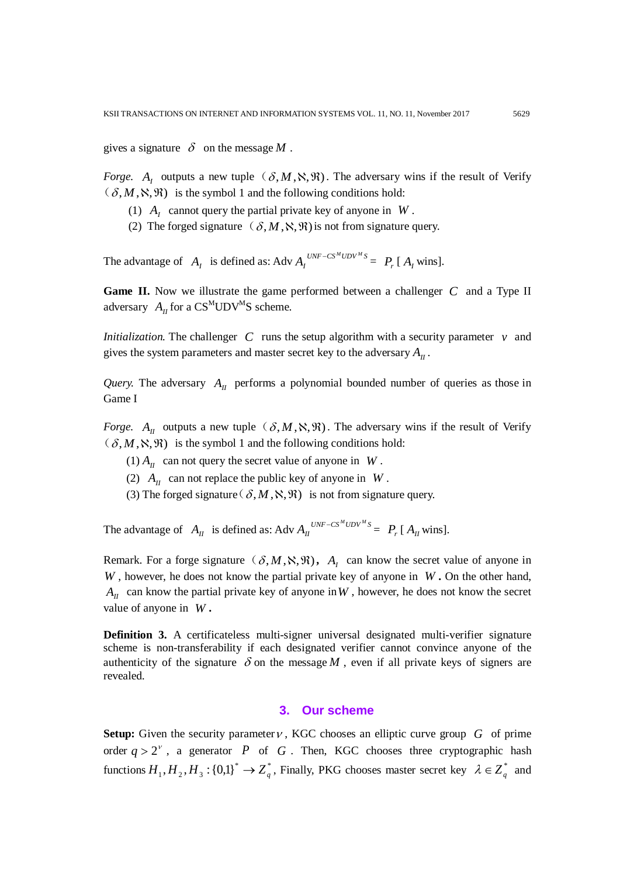gives a signature $\delta$ on the message $M$.

*Forge.* $A_I$ outputs a new tuple $(\delta, M, \aleph, \Re)$. The adversary wins if the result of Verify $(\delta, M, \aleph, \Re)$ is the symbol 1 and the following conditions hold:

(1) $A_I$ cannot query the partial private key of anyone in $W$.

(2) The forged signature $(\delta, M, \aleph, \Re)$ is not from signature query.

The advantage of $A_I$ is defined as: Adv $A_I^{UNF-CS^M UDV^M S} = P_r$ [ $A_I$ wins].

**Game II.** Now we illustrate the game performed between a challenger $C$ and a Type II adversary $A_{II}$ for a CS$^M$UDV$^M$S scheme.

*Initialization.* The challenger $C$ runs the setup algorithm with a security parameter $v$ and gives the system parameters and master secret key to the adversary $A_{II}$.

*Query.* The adversary $A_{II}$ performs a polynomial bounded number of queries as those in Game I

*Forge.* $A_{II}$ outputs a new tuple $(\delta, M, \aleph, \Re)$. The adversary wins if the result of Verify $(\delta, M, \aleph, \Re)$ is the symbol 1 and the following conditions hold:

(1) $A_{II}$ can not query the secret value of anyone in $W$.

(2) $A_{II}$ can not replace the public key of anyone in $W$.

(3) The forged signature $(\delta, M, \aleph, \Re)$ is not from signature query.

The advantage of $A_{II}$ is defined as: Adv $A_{II}^{UNF-CS^M UDV^M S} = P_r$ [ $A_{II}$ wins].

Remark. For a forge signature $(\delta, M, \aleph, \Re)$, $A_I$ can know the secret value of anyone in $W$, however, he does not know the partial private key of anyone in $W$**.** On the other hand, $A_{II}$ can know the partial private key of anyone in $W$, however, he does not know the secret value of anyone in $W$**.**

**Definition 3.** A certificateless multi-signer universal designated multi-verifier signature scheme is non-transferability if each designated verifier cannot convince anyone of the authenticity of the signature $\delta$ on the message $M$, even if all private keys of signers are revealed.

## 3. Our scheme

**Setup:** Given the security parameter $v$, KGC chooses an elliptic curve group $G$ of prime order $q > 2^v$, a generator $P$ of $G$. Then, KGC chooses three cryptographic hash functions $H_1, H_2, H_3 : \{0,1\}^* \to Z_q^*$, Finally, PKG chooses master secret key $\lambda \in Z_q^*$ and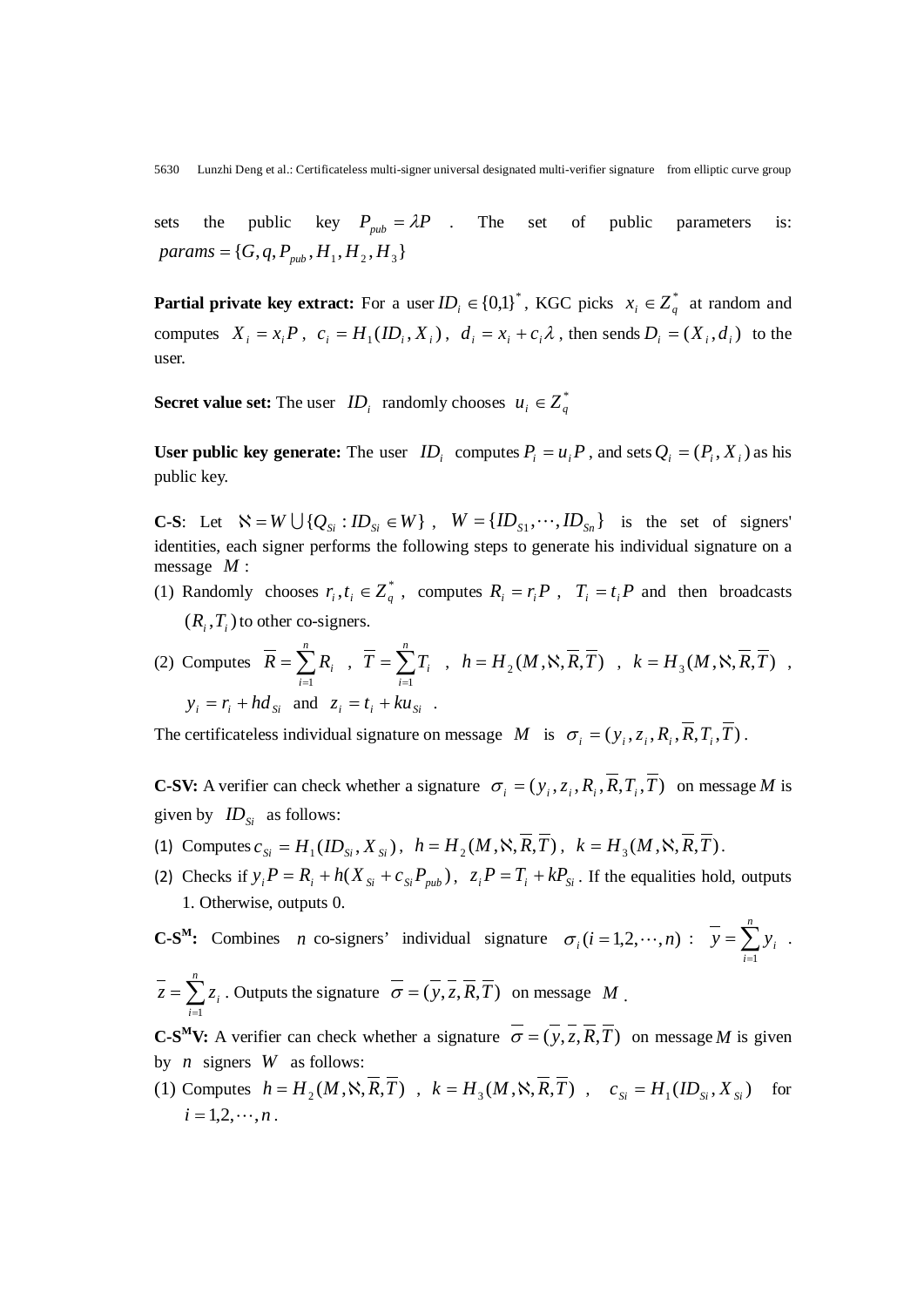sets the public key $P_{pub} = \lambda P$ . The set of public parameters is: $params = \{G, q, P_{pub}, H_1, H_2, H_3\}$

**Partial private key extract:** For a user $ID_i \in \{0,1\}^*$, KGC picks $x_i \in Z_q^*$ at random and computes $X_i = x_i P$, $c_i = H_1(ID_i, X_i)$, $d_i = x_i + c_i \lambda$, then sends $D_i = (X_i, d_i)$ to the user.

**Secret value set:** The user $ID_i$ randomly chooses $u_i \in Z_q^*$

**User public key generate:** The user $ID_i$ computes $P_i = u_i P$, and sets $Q_i = (P_i, X_i)$ as his public key.

**C-S**: Let $\aleph = W \bigcup \{Q_{Si} : ID_{Si} \in W\}$, $W = \{ID_{S1}, \cdots, ID_{Sn}\}$ is the set of signers' identities, each signer performs the following steps to generate his individual signature on a message $M$ :

(1) Randomly chooses $r_i, t_i \in Z_q^*$, computes $R_i = r_i P$, $T_i = t_i P$ and then broadcasts $(R_i, T_i)$ to other co-signers.

(2) Computes $\overline{R} = \sum_{i=1}^{n} R_i$ , $\overline{T} = \sum_{i=1}^{n} T_i$ , $h = H_2(M, \aleph, \overline{R}, \overline{T})$ , $k = H_3(M, \aleph, \overline{R}, \overline{T})$ , $y_i = r_i + h d_{Si}$ and $z_i = t_i + k u_{Si}$ .

The certificateless individual signature on message $M$ is $\sigma_i = (y_i, z_i, R_i, \overline{R}, T_i, \overline{T})$.

**C-SV:** A verifier can check whether a signature $\sigma_i = (y_i, z_i, R_i, \overline{R}, T_i, \overline{T})$ on message $M$ is given by $ID_{Si}$ as follows:

(1) Computes $c_{Si} = H_1(ID_{Si}, X_{Si})$, $h = H_2(M, \aleph, \overline{R}, \overline{T})$, $k = H_3(M, \aleph, \overline{R}, \overline{T})$.

(2) Checks if $y_i P = R_i + h(X_{Si} + c_{Si} P_{pub})$, $z_i P = T_i + k P_{Si}$. If the equalities hold, outputs 1. Otherwise, outputs 0.

**C-S$^{\mathbf{M}}$:** Combines $n$ co-signers' individual signature $\sigma_i (i = 1, 2, \cdots, n)$ : $\overline{y} = \sum_{i=1}^{n} y_i$ . $\overline{z} = \sum_{i=1}^{n} z_i$ . Outputs the signature $\overline{\sigma} = (\overline{y}, \overline{z}, \overline{R}, \overline{T})$ on message $M$ .

**C-S$^{\mathbf{M}}$V:** A verifier can check whether a signature $\overline{\sigma} = (\overline{y}, \overline{z}, \overline{R}, \overline{T})$ on message $M$ is given by $n$ signers $W$ as follows:

(1) Computes $h = H_2(M, \aleph, \overline{R}, \overline{T})$ , $k = H_3(M, \aleph, \overline{R}, \overline{T})$ , $c_{Si} = H_1(ID_{Si}, X_{Si})$ for $i = 1, 2, \cdots, n$ .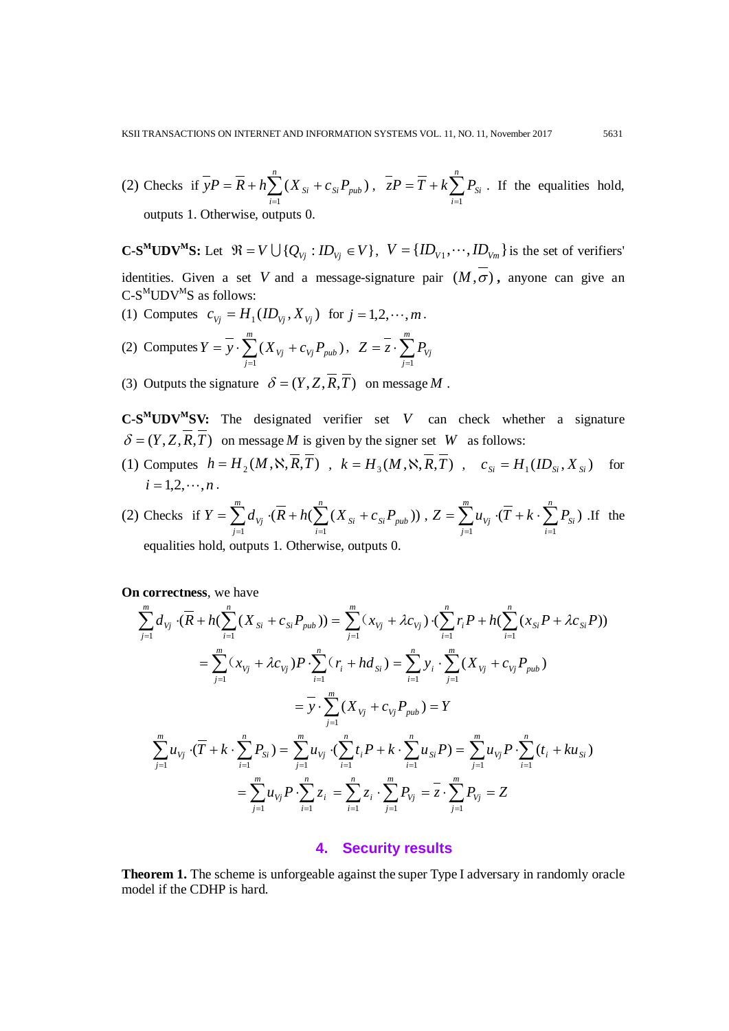(2) Checks if $\overline{y}P = \overline{R} + h\sum_{i=1}^{n}(X_{Si} + c_{Si}P_{pub})$, $\overline{z}P = \overline{T} + k\sum_{i=1}^{n}P_{Si}$. If the equalities hold, outputs 1. Otherwise, outputs 0.

**C-S[M]UDV[M]S:** Let $\Re = V \bigcup \{Q_{Vj} : ID_{Vj} \in V\}$, $V = \{ID_{V1}, \cdots, ID_{Vm}\}$ is the set of verifiers' identities. Given a set $V$ and a message-signature pair $(M, \overline{\sigma})$, anyone can give an C-S[M]UDV[M]S as follows:

(1) Computes $c_{Vj} = H_1(ID_{Vj}, X_{Vj})$ for $j = 1,2,\cdots,m$.

(2) Computes $Y = \overline{y} \cdot \sum_{j=1}^{m}(X_{Vj} + c_{Vj}P_{pub})$, $Z = \overline{z} \cdot \sum_{j=1}^{m}P_{Vj}$

(3) Outputs the signature $\delta = (Y, Z, \overline{R}, \overline{T})$ on message $M$.

**C-S[M]UDV[M]SV:** The designated verifier set $V$ can check whether a signature $\delta = (Y, Z, \overline{R}, \overline{T})$ on message $M$ is given by the signer set $W$ as follows:

(1) Computes $h = H_2(M, \aleph, \overline{R}, \overline{T})$, $k = H_3(M, \aleph, \overline{R}, \overline{T})$, $c_{Si} = H_1(ID_{Si}, X_{Si})$ for $i = 1,2,\cdots,n$.

(2) Checks if $Y = \sum_{j=1}^{m} d_{Vj} \cdot (\overline{R} + h(\sum_{i=1}^{n}(X_{Si} + c_{Si}P_{pub}))$, $Z = \sum_{j=1}^{m} u_{Vj} \cdot (\overline{T} + k \cdot \sum_{i=1}^{n} P_{Si})$ .If the equalities hold, outputs 1. Otherwise, outputs 0.

**On correctness**, we have

$$
\begin{aligned}
\sum_{j=1}^{m} d_{Vj} \cdot (\overline{R} + h(\sum_{i=1}^{n}(X_{Si} + c_{Si}P_{pub})) &= \sum_{j=1}^{m}(x_{Vj} + \lambda c_{Vj}) \cdot (\sum_{i=1}^{n} r_i P + h(\sum_{i=1}^{n}(x_{Si}P + \lambda c_{Si}P)) \\
&= \sum_{j=1}^{m}(x_{Vj} + \lambda c_{Vj})P \cdot \sum_{i=1}^{n}(r_i + hd_{Si}) = \sum_{i=1}^{n} y_i \cdot \sum_{j=1}^{m}(X_{Vj} + c_{Vj}P_{pub}) \\
&= \overline{y} \cdot \sum_{j=1}^{m}(X_{Vj} + c_{Vj}P_{pub}) = Y
\end{aligned}
$$

$$
\begin{aligned}
\sum_{j=1}^{m} u_{Vj} \cdot (\overline{T} + k \cdot \sum_{i=1}^{n} P_{Si}) &= \sum_{j=1}^{m} u_{Vj} \cdot (\sum_{i=1}^{n} t_i P + k \cdot \sum_{i=1}^{n} u_{Si}P) = \sum_{j=1}^{m} u_{Vj}P \cdot \sum_{i=1}^{n}(t_i + ku_{Si}) \\
&= \sum_{j=1}^{m} u_{Vj}P \cdot \sum_{i=1}^{n} z_i = \sum_{i=1}^{n} z_i \cdot \sum_{j=1}^{m} P_{Vj} = \overline{z} \cdot \sum_{j=1}^{m} P_{Vj} = Z
\end{aligned}
$$

## 4. Security results

**Theorem 1.** The scheme is unforgeable against the super Type I adversary in randomly oracle model if the CDHP is hard.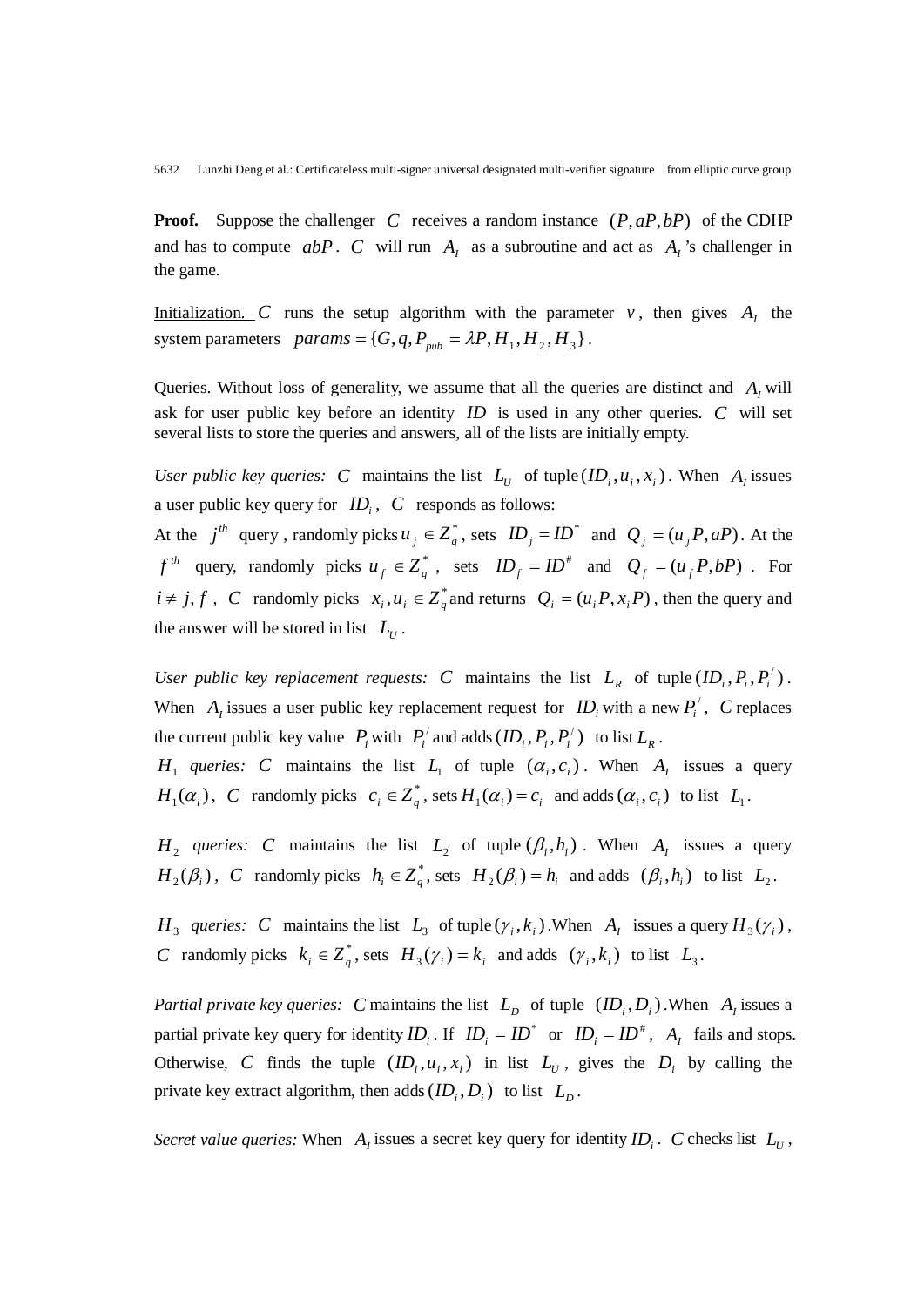**Proof.** Suppose the challenger $C$ receives a random instance $(P, aP, bP)$ of the CDHP and has to compute $abP$. $C$ will run $A_I$ as a subroutine and act as $A_I$'s challenger in the game.

Initialization. $C$ runs the setup algorithm with the parameter $v$, then gives $A_I$ the system parameters $params = \{G, q, P_{pub} = \lambda P, H_1, H_2, H_3\}$.

Queries. Without loss of generality, we assume that all the queries are distinct and $A_I$ will ask for user public key before an identity $ID$ is used in any other queries. $C$ will set several lists to store the queries and answers, all of the lists are initially empty.

*User public key queries:* $C$ maintains the list $L_U$ of tuple $(ID_i, u_i, x_i)$. When $A_I$ issues a user public key query for $ID_i$, $C$ responds as follows:

At the $j^{th}$ query, randomly picks $u_j \in Z_q^*$, sets $ID_j = ID^*$ and $Q_j = (u_j P, aP)$. At the $f^{th}$ query, randomly picks $u_f \in Z_q^*$, sets $ID_f = ID^{\#}$ and $Q_f = (u_f P, bP)$. For $i \neq j, f$, $C$ randomly picks $x_i, u_i \in Z_q^*$ and returns $Q_i = (u_i P, x_i P)$, then the query and the answer will be stored in list $L_U$.

*User public key replacement requests:* $C$ maintains the list $L_R$ of tuple $(ID_i, P_i, P_i^{/})$. When $A_I$ issues a user public key replacement request for $ID_i$ with a new $P_i^{/}$, $C$ replaces the current public key value $P_i$ with $P_i^{/}$ and adds $(ID_i, P_i, P_i^{/})$ to list $L_R$.

$H_1$ *queries:* $C$ maintains the list $L_1$ of tuple $(\alpha_i, c_i)$. When $A_I$ issues a query $H_1(\alpha_i)$, $C$ randomly picks $c_i \in Z_q^*$, sets $H_1(\alpha_i) = c_i$ and adds $(\alpha_i, c_i)$ to list $L_1$.

$H_2$ *queries:* $C$ maintains the list $L_2$ of tuple $(\beta_i, h_i)$. When $A_I$ issues a query $H_2(\beta_i)$, $C$ randomly picks $h_i \in Z_q^*$, sets $H_2(\beta_i) = h_i$ and adds $(\beta_i, h_i)$ to list $L_2$.

$H_3$ *queries:* $C$ maintains the list $L_3$ of tuple $(\gamma_i, k_i)$. When $A_I$ issues a query $H_3(\gamma_i)$, $C$ randomly picks $k_i \in Z_q^*$, sets $H_3(\gamma_i) = k_i$ and adds $(\gamma_i, k_i)$ to list $L_3$.

*Partial private key queries:* $C$ maintains the list $L_D$ of tuple $(ID_i, D_i)$. When $A_I$ issues a partial private key query for identity $ID_i$. If $ID_i = ID^*$ or $ID_i = ID^{\#}$, $A_I$ fails and stops. Otherwise, $C$ finds the tuple $(ID_i, u_i, x_i)$ in list $L_U$, gives the $D_i$ by calling the private key extract algorithm, then adds $(ID_i, D_i)$ to list $L_D$.

*Secret value queries:* When $A_I$ issues a secret key query for identity $ID_i$. $C$ checks list $L_U$,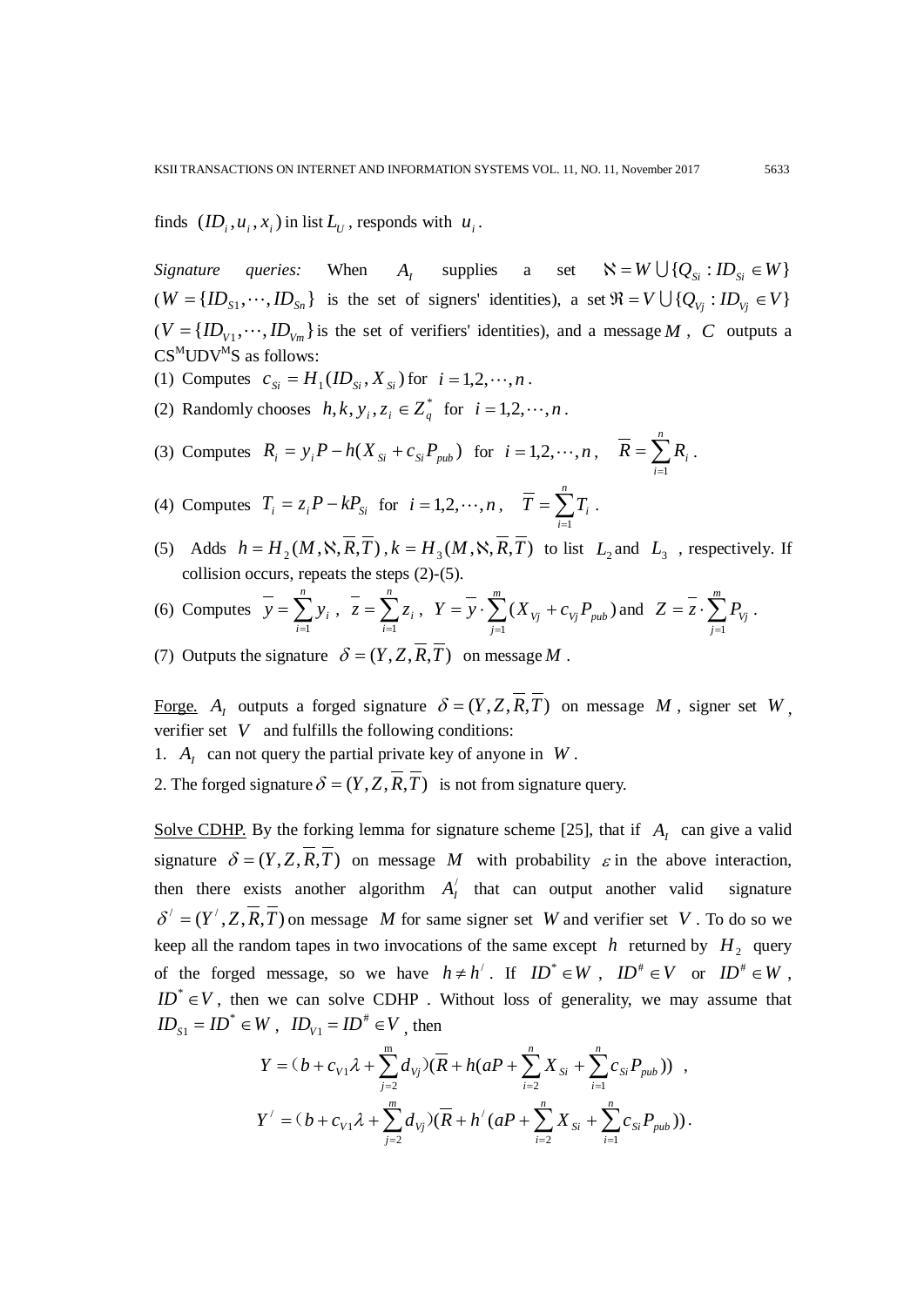finds $(ID_i, u_i, x_i)$ in list $L_U$, responds with $u_i$.

*Signature queries:* When $A_I$ supplies a set $\aleph = W \bigcup \{Q_{Si} : ID_{Si} \in W\}$ ($W = \{ID_{S1}, \cdots, ID_{Sn}\}$ is the set of signers' identities), a set $\Re = V \bigcup \{Q_{Vj} : ID_{Vj} \in V\}$ ($V = \{ID_{V1}, \cdots, ID_{Vm}\}$ is the set of verifiers' identities), and a message $M$, $C$ outputs a CS[M]UDV[M]S as follows:

(1) Computes $c_{Si} = H_1(ID_{Si}, X_{Si})$ for $i = 1, 2, \cdots, n$.

(2) Randomly chooses $h, k, y_i, z_i \in Z_q^*$ for $i = 1, 2, \cdots, n$.

(3) Computes $R_i = y_i P - h(X_{Si} + c_{Si} P_{pub})$ for $i = 1, 2, \cdots, n$, $\overline{R} = \sum_{i=1}^{n} R_i$.

(4) Computes $T_i = z_i P - k P_{Si}$ for $i = 1, 2, \cdots, n$, $\overline{T} = \sum_{i=1}^{n} T_i$.

(5) Adds $h = H_2(M, \aleph, \overline{R}, \overline{T})$, $k = H_3(M, \aleph, \overline{R}, \overline{T})$ to list $L_2$ and $L_3$, respectively. If collision occurs, repeats the steps (2)-(5).

(6) Computes $\overline{y} = \sum_{i=1}^{n} y_i$, $\overline{z} = \sum_{i=1}^{n} z_i$, $Y = \overline{y} \cdot \sum_{j=1}^{m} (X_{Vj} + c_{Vj} P_{pub})$ and $Z = \overline{z} \cdot \sum_{j=1}^{m} P_{Vj}$.

(7) Outputs the signature $\delta = (Y, Z, \overline{R}, \overline{T})$ on message $M$.

Forge. $A_I$ outputs a forged signature $\delta = (Y, Z, \overline{R}, \overline{T})$ on message $M$, signer set $W$, verifier set $V$ and fulfills the following conditions:

1. $A_I$ can not query the partial private key of anyone in $W$.
2. The forged signature $\delta = (Y, Z, \overline{R}, \overline{T})$ is not from signature query.

Solve CDHP. By the forking lemma for signature scheme [25], that if $A_I$ can give a valid signature $\delta = (Y, Z, \overline{R}, \overline{T})$ on message $M$ with probability $\varepsilon$ in the above interaction, then there exists another algorithm $A_I^{/}$ that can output another valid signature $\delta^{/} = (Y^{/}, Z, \overline{R}, \overline{T})$ on message $M$ for same signer set $W$ and verifier set $V$. To do so we keep all the random tapes in two invocations of the same except $h$ returned by $H_2$ query of the forged message, so we have $h \neq h^{/}$. If $ID^* \in W$, $ID^\# \in V$ or $ID^\# \in W$, $ID^* \in V$, then we can solve CDHP. Without loss of generality, we may assume that $ID_{S1} = ID^* \in W$, $ID_{V1} = ID^\# \in V$, then

$$Y = (b + c_{V1}\lambda + \sum_{j=2}^{m} d_{Vj})(\overline{R} + h(aP + \sum_{i=2}^{n} X_{Si} + \sum_{i=1}^{n} c_{Si} P_{pub})) \ ,$$

$$Y^{/} = (b + c_{V1}\lambda + \sum_{j=2}^{m} d_{Vj})(\overline{R} + h^{/}(aP + \sum_{i=2}^{n} X_{Si} + \sum_{i=1}^{n} c_{Si} P_{pub})).$$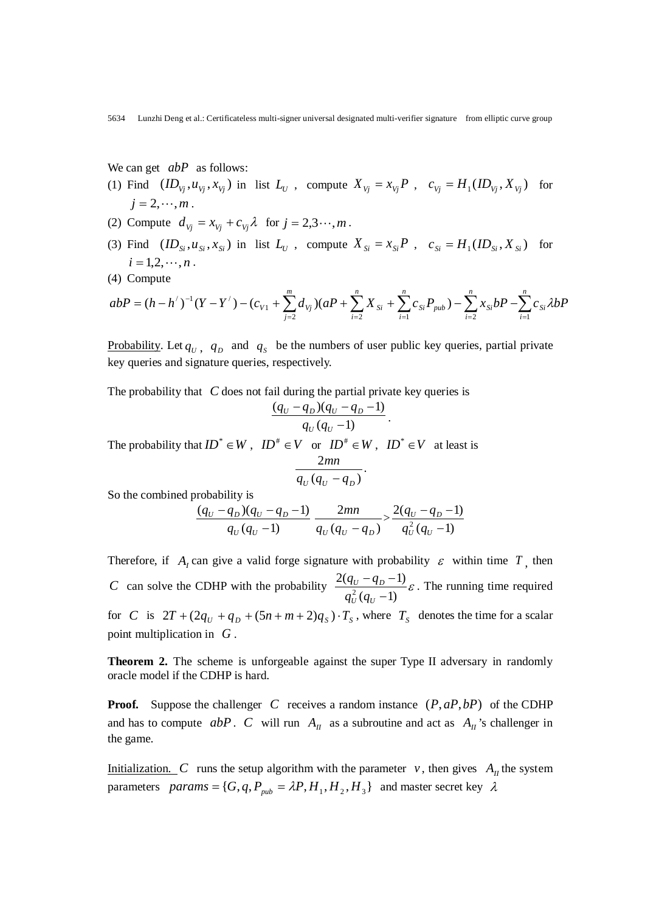We can get $abP$ as follows:

(1) Find $(ID_{Vj}, u_{Vj}, x_{Vj})$ in list $L_U$, compute $X_{Vj} = x_{Vj}P$, $c_{Vj} = H_1(ID_{Vj}, X_{Vj})$ for $j = 2, \cdots, m$.

(2) Compute $d_{Vj} = x_{Vj} + c_{Vj}\lambda$ for $j = 2,3 \cdots, m$.

(3) Find $(ID_{Si}, u_{Si}, x_{Si})$ in list $L_U$, compute $X_{Si} = x_{Si}P$, $c_{Si} = H_1(ID_{Si}, X_{Si})$ for $i = 1,2, \cdots, n$.

(4) Compute

$$abP = (h - h')^{-1}(Y - Y') - (c_{V1} + \sum_{j=2}^{m} d_{Vj})(aP + \sum_{i=2}^{n} X_{Si} + \sum_{i=1}^{n} c_{Si}P_{pub}) - \sum_{i=2}^{n} x_{Si}bP - \sum_{i=1}^{n} c_{Si}\lambda bP$$

Probability. Let $q_U$, $q_D$ and $q_S$ be the numbers of user public key queries, partial private key queries and signature queries, respectively.

The probability that $C$ does not fail during the partial private key queries is

$$\frac{(q_U - q_D)(q_U - q_D - 1)}{q_U(q_U - 1)}.$$

The probability that $ID^* \in W$, $ID^\# \in V$ or $ID^\# \in W$, $ID^* \in V$ at least is

$$\frac{2mn}{q_U(q_U - q_D)}.$$

So the combined probability is

$$\frac{(q_U - q_D)(q_U - q_D - 1)}{q_U(q_U - 1)} \frac{2mn}{q_U(q_U - q_D)} > \frac{2(q_U - q_D - 1)}{q_U^2(q_U - 1)}$$

Therefore, if $A_I$ can give a valid forge signature with probability $\varepsilon$ within time $T$, then $C$ can solve the CDHP with the probability $\frac{2(q_U - q_D - 1)}{q_U^2(q_U - 1)}\varepsilon$. The running time required for $C$ is $2T + (2q_U + q_D + (5n + m + 2)q_S) \cdot T_S$, where $T_S$ denotes the time for a scalar point multiplication in $G$.

**Theorem 2.** The scheme is unforgeable against the super Type II adversary in randomly oracle model if the CDHP is hard.

**Proof.** Suppose the challenger $C$ receives a random instance $(P, aP, bP)$ of the CDHP and has to compute $abP$. $C$ will run $A_{II}$ as a subroutine and act as $A_{II}$'s challenger in the game.

Initialization. $C$ runs the setup algorithm with the parameter $v$, then gives $A_{II}$ the system parameters $params = \{G, q, P_{pub} = \lambda P, H_1, H_2, H_3\}$ and master secret key $\lambda$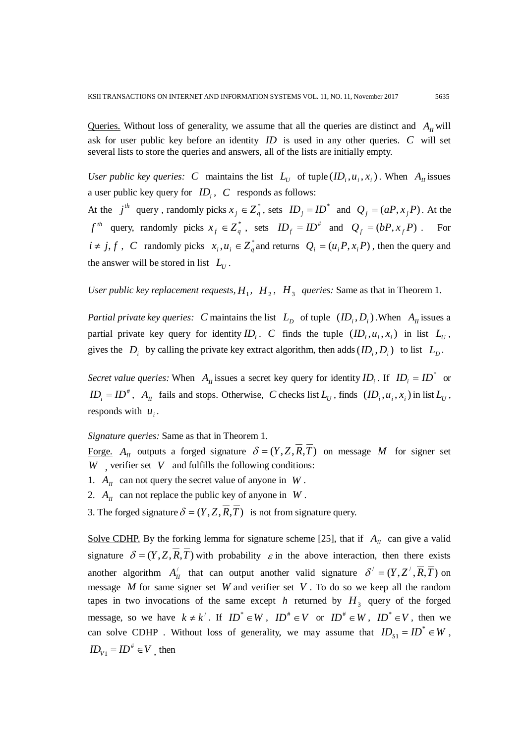Queries. Without loss of generality, we assume that all the queries are distinct and $A_{II}$ will ask for user public key before an identity $ID$ is used in any other queries. $C$ will set several lists to store the queries and answers, all of the lists are initially empty.

*User public key queries:* $C$ maintains the list $L_U$ of tuple $(ID_i, u_i, x_i)$. When $A_{II}$ issues a user public key query for $ID_i$, $C$ responds as follows:

At the $j^{th}$ query, randomly picks $x_j \in Z_q^*$, sets $ID_j = ID^*$ and $Q_j = (aP, x_j P)$. At the $f^{th}$ query, randomly picks $x_f \in Z_q^*$, sets $ID_f = ID^\#$ and $Q_f = (bP, x_f P)$. For $i \neq j, f$, $C$ randomly picks $x_i, u_i \in Z_q^*$ and returns $Q_i = (u_i P, x_i P)$, then the query and the answer will be stored in list $L_U$.

*User public key replacement requests,* $H_1$, $H_2$, $H_3$ *queries:* Same as that in Theorem 1.

*Partial private key queries:* $C$ maintains the list $L_D$ of tuple $(ID_i, D_i)$. When $A_{II}$ issues a partial private key query for identity $ID_i$. $C$ finds the tuple $(ID_i, u_i, x_i)$ in list $L_U$, gives the $D_i$ by calling the private key extract algorithm, then adds $(ID_i, D_i)$ to list $L_D$.

*Secret value queries:* When $A_{II}$ issues a secret key query for identity $ID_i$. If $ID_i = ID^*$ or $ID_i = ID^\#$, $A_{II}$ fails and stops. Otherwise, $C$ checks list $L_U$, finds $(ID_i, u_i, x_i)$ in list $L_U$, responds with $u_i$.

*Signature queries:* Same as that in Theorem 1.

Forge. $A_{II}$ outputs a forged signature $\delta = (Y, Z, \overline{R}, \overline{T})$ on message $M$ for signer set $W$, verifier set $V$ and fulfills the following conditions:

1. $A_{II}$ can not query the secret value of anyone in $W$.
2. $A_{II}$ can not replace the public key of anyone in $W$.
3. The forged signature $\delta = (Y, Z, \overline{R}, \overline{T})$ is not from signature query.

Solve CDHP. By the forking lemma for signature scheme [25], that if $A_{II}$ can give a valid signature $\delta = (Y, Z, \overline{R}, \overline{T})$ with probability $\varepsilon$ in the above interaction, then there exists another algorithm $A_{II}^{/}$ that can output another valid signature $\delta^{/} = (Y, Z^{/}, \overline{R}, \overline{T})$ on message $M$ for same signer set $W$ and verifier set $V$. To do so we keep all the random tapes in two invocations of the same except $h$ returned by $H_3$ query of the forged message, so we have $k \neq k^{/}$. If $ID^* \in W$, $ID^\# \in V$ or $ID^\# \in W$, $ID^* \in V$, then we can solve CDHP . Without loss of generality, we may assume that $ID_{S1} = ID^* \in W$, $ID_{V1} = ID^\# \in V$, then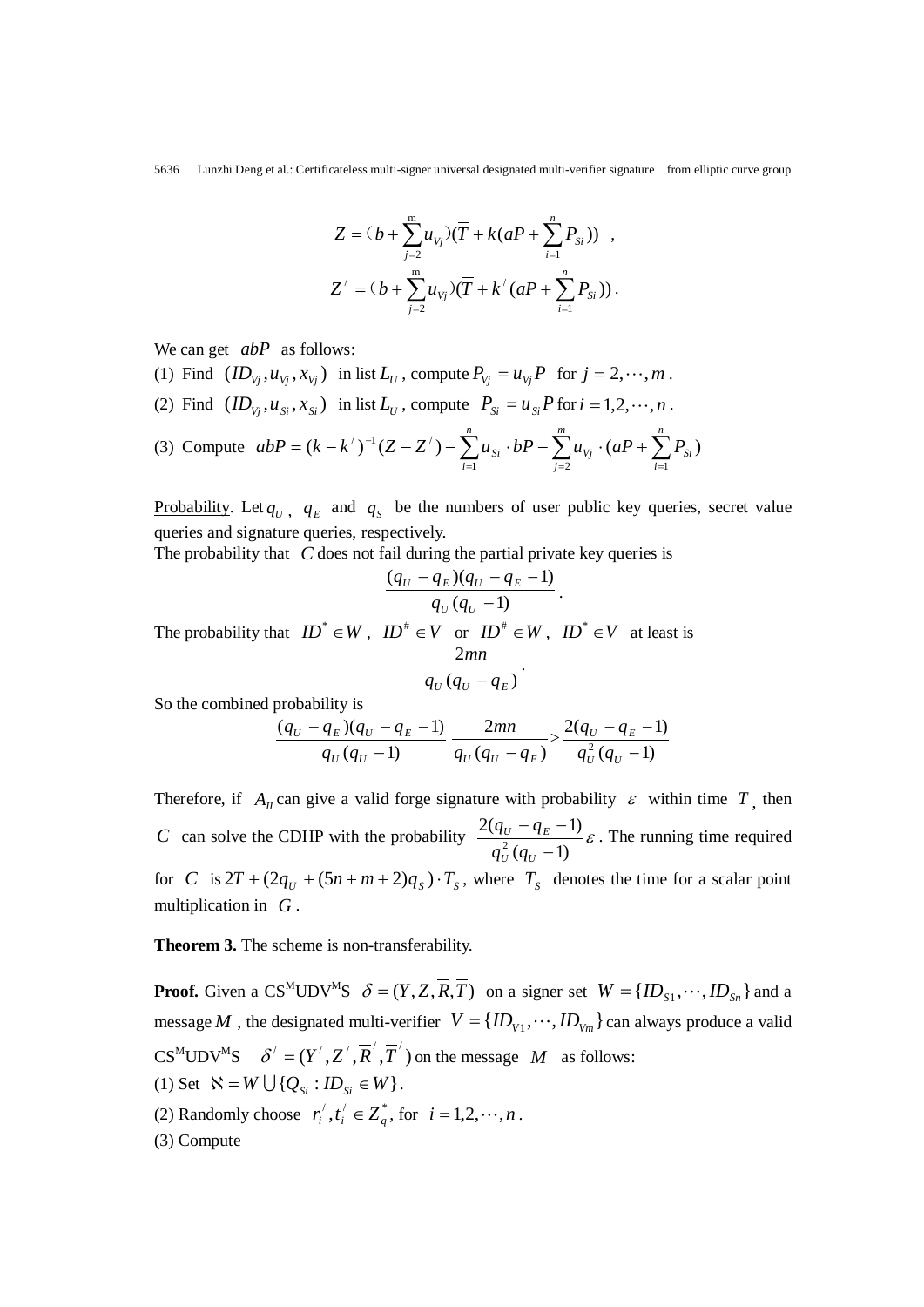$$Z = (b + \sum_{j=2}^{m} u_{Vj})(\overline{T} + k(aP + \sum_{i=1}^{n} P_{Si})) \quad ,$$

$$Z^{/} = (b + \sum_{j=2}^{m} u_{Vj})(\overline{T} + k^{/}(aP + \sum_{i=1}^{n} P_{Si})) .$$

We can get $abP$ as follows:

(1) Find $(ID_{Vj}, u_{Vj}, x_{Vj})$ in list $L_U$, compute $P_{Vj} = u_{Vj}P$ for $j = 2, \cdots, m$.

(2) Find $(ID_{Vj}, u_{Si}, x_{Si})$ in list $L_U$, compute $P_{Si} = u_{Si}P$ for $i = 1, 2, \cdots, n$.

(3) Compute $abP = (k - k^{/})^{-1}(Z - Z^{/}) - \sum_{i=1}^{n} u_{Si} \cdot bP - \sum_{j=2}^{m} u_{Vj} \cdot (aP + \sum_{i=1}^{n} P_{Si})$

Probability. Let $q_U$, $q_E$ and $q_S$ be the numbers of user public key queries, secret value queries and signature queries, respectively.

The probability that $C$ does not fail during the partial private key queries is

$$\frac{(q_U - q_E)(q_U - q_E - 1)}{q_U(q_U - 1)} .$$

The probability that $ID^* \in W$, $ID^\# \in V$ or $ID^\# \in W$, $ID^* \in V$ at least is

$$\frac{2mn}{q_U(q_U - q_E)} .$$

So the combined probability is

$$\frac{(q_U - q_E)(q_U - q_E - 1)}{q_U(q_U - 1)} \frac{2mn}{q_U(q_U - q_E)} > \frac{2(q_U - q_E - 1)}{q_U^2(q_U - 1)}$$

Therefore, if $A_{II}$ can give a valid forge signature with probability $\varepsilon$ within time $T$, then $C$ can solve the CDHP with the probability $\frac{2(q_U - q_E - 1)}{q_U^2(q_U - 1)}\varepsilon$. The running time required for $C$ is $2T + (2q_U + (5n + m + 2)q_S) \cdot T_S$, where $T_S$ denotes the time for a scalar point multiplication in $G$.

**Theorem 3.** The scheme is non-transferability.

**Proof.** Given a CS$^{M}$UDV$^{M}$S $\delta = (Y, Z, \overline{R}, \overline{T})$ on a signer set $W = \{ID_{S1}, \cdots, ID_{Sn}\}$ and a message $M$, the designated multi-verifier $V = \{ID_{V1}, \cdots, ID_{Vm}\}$ can always produce a valid CS$^{M}$UDV$^{M}$S $\delta^{/} = (Y^{/}, Z^{/}, \overline{R}^{/}, \overline{T}^{/})$ on the message $M$ as follows:

(1) Set $\aleph = W \bigcup \{Q_{Si} : ID_{Si} \in W\}$.

(2) Randomly choose $r_i^{/}, t_i^{/} \in Z_q^*$, for $i = 1, 2, \cdots, n$.

(3) Compute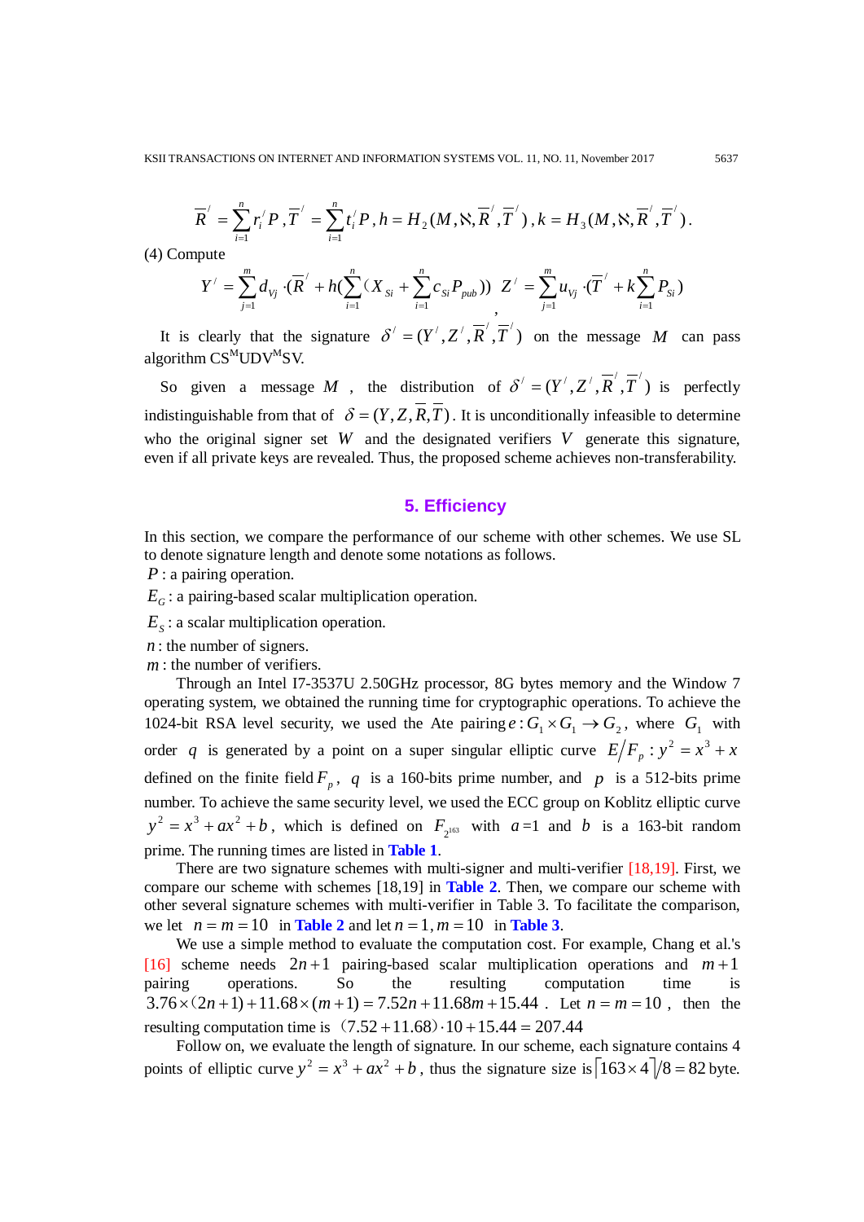$$\overline{R}' = \sum_{i=1}^{n} r_i' P, \overline{T}' = \sum_{i=1}^{n} t_i' P, h = H_2(M, \aleph, \overline{R}', \overline{T}'), k = H_3(M, \aleph, \overline{R}', \overline{T}').$$

(4) Compute

$$Y' = \sum_{j=1}^{m} d_{Vj} \cdot (\overline{R}' + h(\sum_{i=1}^{n} (X_{Si} + \sum_{i=1}^{n} c_{Si} P_{pub})), \quad Z' = \sum_{j=1}^{m} u_{Vj} \cdot (\overline{T}' + k\sum_{i=1}^{n} P_{Si})$$

It is clearly that the signature $\delta' = (Y', Z', \overline{R}', \overline{T}')$ on the message $M$ can pass algorithm $CS^M UDV^M SV$.

So given a message $M$, the distribution of $\delta' = (Y', Z', \overline{R}', \overline{T}')$ is perfectly indistinguishable from that of $\delta = (Y, Z, \overline{R}, \overline{T})$. It is unconditionally infeasible to determine who the original signer set $W$ and the designated verifiers $V$ generate this signature, even if all private keys are revealed. Thus, the proposed scheme achieves non-transferability.

## 5. Efficiency

In this section, we compare the performance of our scheme with other schemes. We use SL to denote signature length and denote some notations as follows.

$P$: a pairing operation.

$E_G$: a pairing-based scalar multiplication operation.

$E_S$: a scalar multiplication operation.

$n$: the number of signers.

$m$: the number of verifiers.

Through an Intel I7-3537U 2.50GHz processor, 8G bytes memory and the Window 7 operating system, we obtained the running time for cryptographic operations. To achieve the 1024-bit RSA level security, we used the Ate pairing $e: G_1 \times G_1 \rightarrow G_2$, where $G_1$ with order $q$ is generated by a point on a super singular elliptic curve $E/F_p: y^2 = x^3 + x$ defined on the finite field $F_p$, $q$ is a 160-bits prime number, and $p$ is a 512-bits prime number. To achieve the same security level, we used the ECC group on Koblitz elliptic curve $y^2 = x^3 + ax^2 + b$, which is defined on $F_{2^{163}}$ with $a=1$ and $b$ is a 163-bit random prime. The running times are listed in **Table 1**.

There are two signature schemes with multi-signer and multi-verifier [18,19]. First, we compare our scheme with schemes [18,19] in **Table 2**. Then, we compare our scheme with other several signature schemes with multi-verifier in Table 3. To facilitate the comparison, we let $n = m = 10$ in **Table 2** and let $n = 1, m = 10$ in **Table 3**.

We use a simple method to evaluate the computation cost. For example, Chang et al.'s [16] scheme needs $2n+1$ pairing-based scalar multiplication operations and $m+1$ pairing operations. So the resulting computation time is $3.76 \times (2n+1) + 11.68 \times (m+1) = 7.52n + 11.68m + 15.44$. Let $n = m = 10$, then the resulting computation time is $(7.52 + 11.68) \cdot 10 + 15.44 = 207.44$

Follow on, we evaluate the length of signature. In our scheme, each signature contains 4 points of elliptic curve $y^2 = x^3 + ax^2 + b$, thus the signature size is $\lceil 163 \times 4 \rceil / 8 = 82$ byte.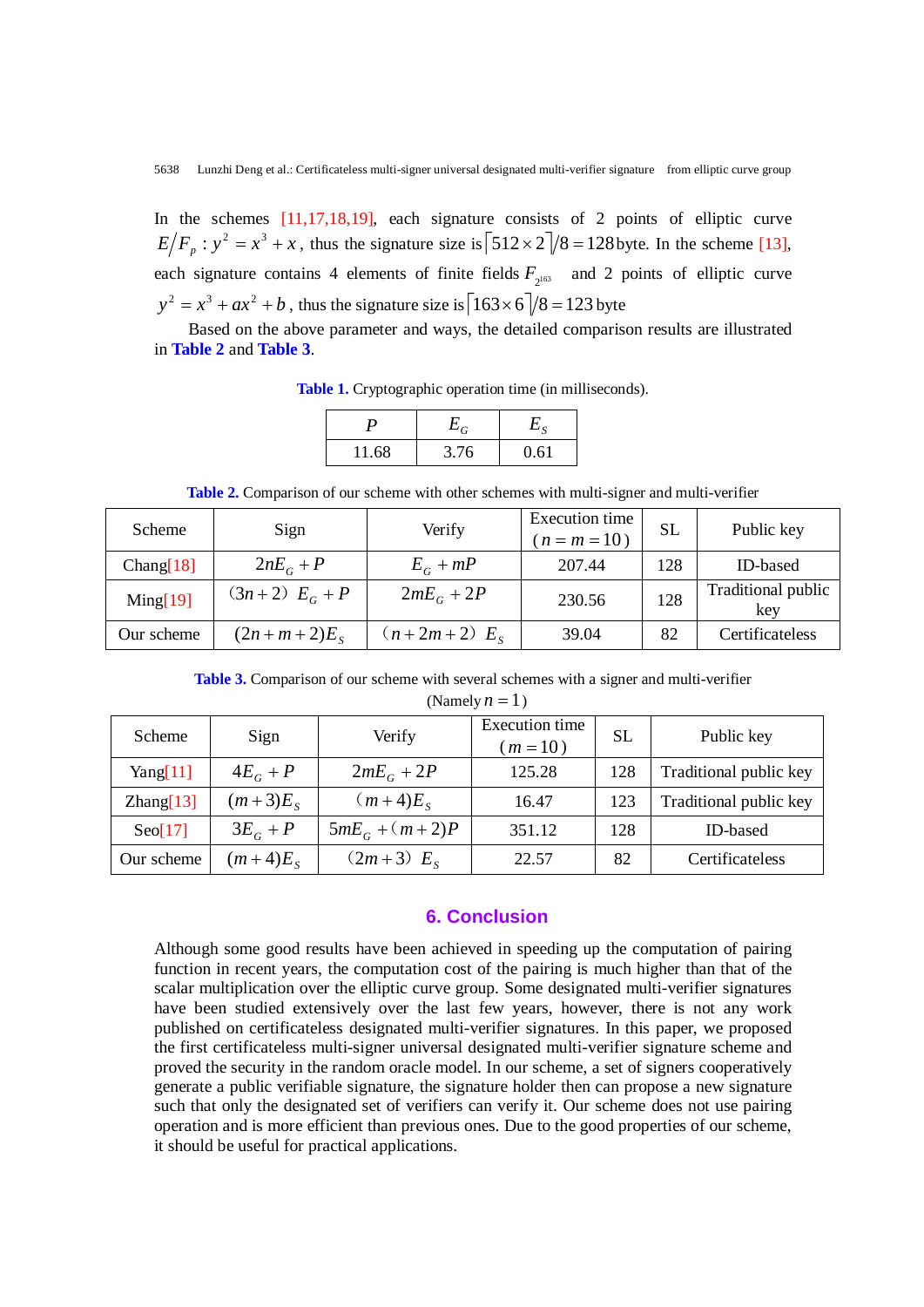In the schemes [11,17,18,19], each signature consists of 2 points of elliptic curve $E/F_p : y^2 = x^3 + x$, thus the signature size is $\lceil 512 \times 2 \rceil / 8 = 128$ byte. In the scheme [13], each signature contains 4 elements of finite fields $F_{2^{163}}$ and 2 points of elliptic curve $y^2 = x^3 + ax^2 + b$, thus the signature size is $\lceil 163 \times 6 \rceil / 8 = 123$ byte

Based on the above parameter and ways, the detailed comparison results are illustrated in **Table 2** and **Table 3**.

**Table 1.** Cryptographic operation time (in milliseconds).

| $P$ | $E_G$ | $E_S$ |
|---|---|---|
| 11.68 | 3.76 | 0.61 |

**Table 2.** Comparison of our scheme with other schemes with multi-signer and multi-verifier

| Scheme | Sign | Verify | Execution time ($n = m = 10$) | SL | Public key |
|---|---|---|---|---|---|
| Chang[18] | $2nE_G + P$ | $E_G + mP$ | 207.44 | 128 | ID-based |
| Ming[19] | $(3n+2)E_G + P$ | $2mE_G + 2P$ | 230.56 | 128 | Traditional public key |
| Our scheme | $(2n+m+2)E_S$ | $(n+2m+2)E_S$ | 39.04 | 82 | Certificateless |

**Table 3.** Comparison of our scheme with several schemes with a signer and multi-verifier (Namely $n = 1$)

| Scheme | Sign | Verify | Execution time ($m = 10$) | SL | Public key |
|---|---|---|---|---|---|
| Yang[11] | $4E_G + P$ | $2mE_G + 2P$ | 125.28 | 128 | Traditional public key |
| Zhang[13] | $(m+3)E_S$ | $(m+4)E_S$ | 16.47 | 123 | Traditional public key |
| Seo[17] | $3E_G + P$ | $5mE_G + (m+2)P$ | 351.12 | 128 | ID-based |
| Our scheme | $(m+4)E_S$ | $(2m+3)E_S$ | 22.57 | 82 | Certificateless |

## 6. Conclusion

Although some good results have been achieved in speeding up the computation of pairing function in recent years, the computation cost of the pairing is much higher than that of the scalar multiplication over the elliptic curve group. Some designated multi-verifier signatures have been studied extensively over the last few years, however, there is not any work published on certificateless designated multi-verifier signatures. In this paper, we proposed the first certificateless multi-signer universal designated multi-verifier signature scheme and proved the security in the random oracle model. In our scheme, a set of signers cooperatively generate a public verifiable signature, the signature holder then can propose a new signature such that only the designated set of verifiers can verify it. Our scheme does not use pairing operation and is more efficient than previous ones. Due to the good properties of our scheme, it should be useful for practical applications.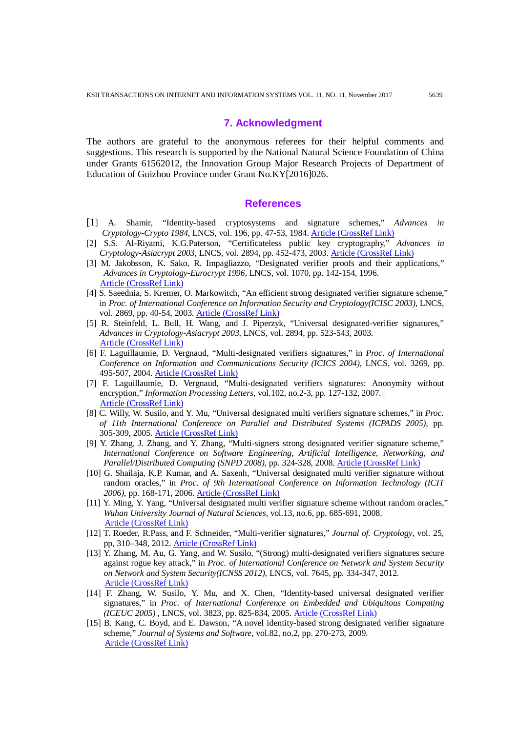## 7. Acknowledgment

The authors are grateful to the anonymous referees for their helpful comments and suggestions. This research is supported by the National Natural Science Foundation of China under Grants 61562012, the Innovation Group Major Research Projects of Department of Education of Guizhou Province under Grant No.KY[2016]026.

## References

[1] A. Shamir, "Identity-based cryptosystems and signature schemes," *Advances in Cryptology-Crypto 1984*, LNCS, vol. 196, pp. 47-53, 1984. Article (CrossRef Link)

[2] S.S. Al-Riyami, K.G.Paterson, "Certificateless public key cryptography," *Advances in Cryptology-Asiacrypt 2003*, LNCS, vol. 2894, pp. 452-473, 2003. Article (CrossRef Link)

[3] M. Jakobsson, K. Sako, R. Impagliazzo, "Designated verifier proofs and their applications," *Advances in Cryptology-Eurocrypt 1996*, LNCS, vol. 1070, pp. 142-154, 1996. Article (CrossRef Link)

[4] S. Saeednia, S. Kremer, O. Markowitch, "An efficient strong designated verifier signature scheme," in *Proc. of International Conference on Information Security and Cryptology(ICISC 2003)*, LNCS, vol. 2869, pp. 40-54, 2003. Article (CrossRef Link)

[5] R. Steinfeld, L. Bull, H. Wang, and J. Piperzyk, "Universal designated-verifier signatures," *Advances in Cryptology-Asiacrypt 2003*, LNCS, vol. 2894, pp. 523-543, 2003. Article (CrossRef Link)

[6] F. Laguillaumie, D. Vergnaud, "Multi-designated verifiers signatures," in *Proc. of International Conference on Information and Communications Security (ICICS 2004)*, LNCS, vol. 3269, pp. 495-507, 2004. Article (CrossRef Link)

[7] F. Laguillaumie, D. Vergnaud, "Multi-designated verifiers signatures: Anonymity without encryption," *Information Processing Letters*, vol.102, no.2-3, pp. 127-132, 2007. Article (CrossRef Link)

[8] C. Willy, W. Susilo, and Y. Mu, "Universal designated multi verifiers signature schemes," in *Proc. of 11th International Conference on Parallel and Distributed Systems (ICPADS 2005)*, pp. 305-309, 2005. Article (CrossRef Link)

[9] Y. Zhang, J. Zhang, and Y. Zhang, "Multi-signers strong designated verifier signature scheme," *International Conference on Software Engineering, Artificial Intelligence, Networking, and Parallel/Distributed Computing (SNPD 2008)*, pp. 324-328, 2008. Article (CrossRef Link)

[10] G. Shailaja, K.P. Kumar, and A. Saxenh, "Universal designated multi verifier signature without random oracles," in *Proc. of 9th International Conference on Information Technology (ICIT 2006)*, pp. 168-171, 2006. Article (CrossRef Link)

[11] Y. Ming, Y. Yang, "Universal designated multi verifier signature scheme without random oracles," *Wuhan University Journal of Natural Sciences*, vol.13, no.6, pp. 685-691, 2008. Article (CrossRef Link)

[12] T. Roeder, R.Pass, and F. Schneider, "Multi-verifier signatures," *Journal of. Cryptology*, vol. 25, pp, 310–348, 2012. Article (CrossRef Link)

[13] Y. Zhang, M. Au, G. Yang, and W. Susilo, "(Strong) multi-designated verifiers signatures secure against rogue key attack," in *Proc. of International Conference on Network and System Security on Network and System Security(ICNSS 2012)*, LNCS, vol. 7645, pp. 334-347, 2012. Article (CrossRef Link)

[14] F. Zhang, W. Susilo, Y. Mu, and X. Chen, "Identity-based universal designated verifier signatures," in *Proc. of International Conference on Embedded and Ubiquitous Computing (ICEUC 2005)* , LNCS, vol. 3823, pp. 825-834, 2005. Article (CrossRef Link)

[15] B. Kang, C. Boyd, and E. Dawson, "A novel identity-based strong designated verifier signature scheme," *Journal of Systems and Software*, vol.82, no.2, pp. 270-273, 2009. Article (CrossRef Link)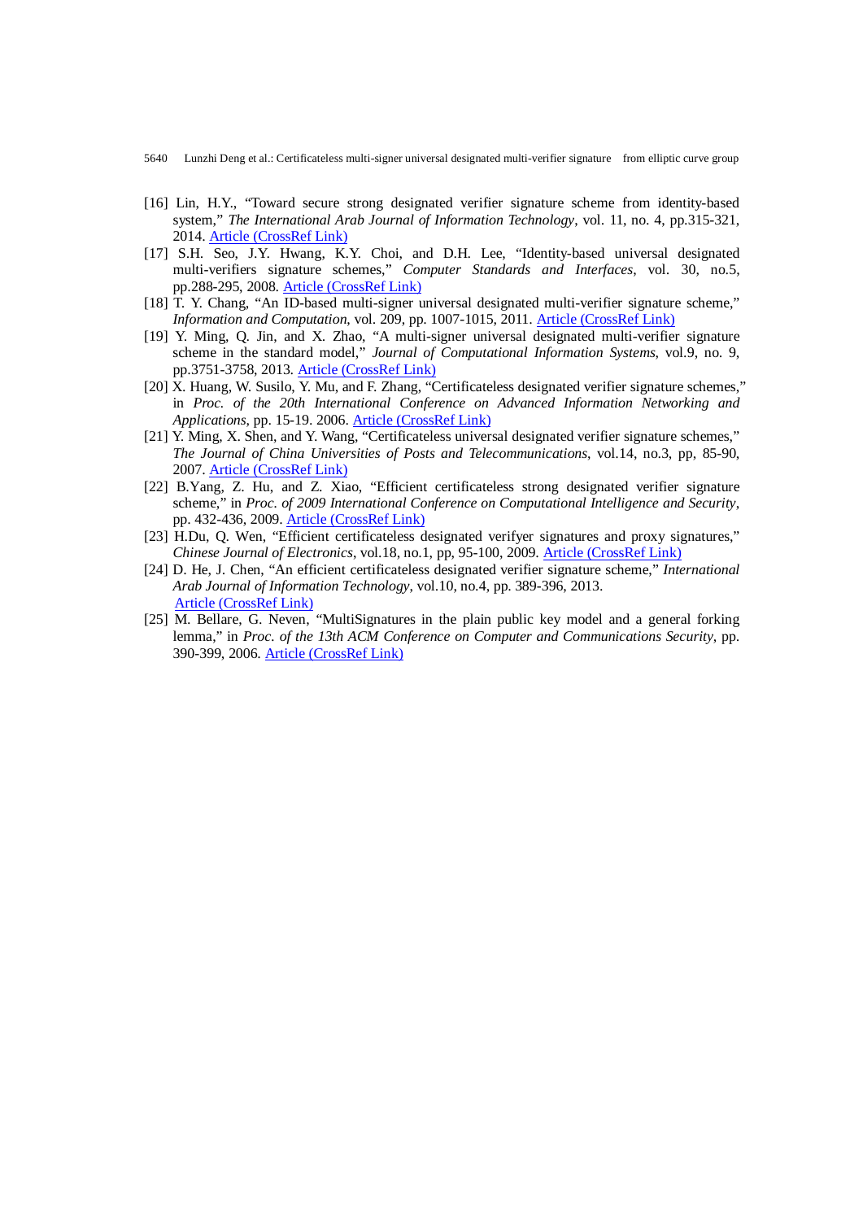[16] Lin, H.Y., "Toward secure strong designated verifier signature scheme from identity-based system," *The International Arab Journal of Information Technology*, vol. 11, no. 4, pp.315-321, 2014. Article (CrossRef Link)

[17] S.H. Seo, J.Y. Hwang, K.Y. Choi, and D.H. Lee, "Identity-based universal designated multi-verifiers signature schemes," *Computer Standards and Interfaces*, vol. 30, no.5, pp.288-295, 2008. Article (CrossRef Link)

[18] T. Y. Chang, "An ID-based multi-signer universal designated multi-verifier signature scheme," *Information and Computation*, vol. 209, pp. 1007-1015, 2011. Article (CrossRef Link)

[19] Y. Ming, Q. Jin, and X. Zhao, "A multi-signer universal designated multi-verifier signature scheme in the standard model," *Journal of Computational Information Systems*, vol.9, no. 9, pp.3751-3758, 2013. Article (CrossRef Link)

[20] X. Huang, W. Susilo, Y. Mu, and F. Zhang, "Certificateless designated verifier signature schemes," in *Proc. of the 20th International Conference on Advanced Information Networking and Applications*, pp. 15-19. 2006. Article (CrossRef Link)

[21] Y. Ming, X. Shen, and Y. Wang, "Certificateless universal designated verifier signature schemes," *The Journal of China Universities of Posts and Telecommunications*, vol.14, no.3, pp, 85-90, 2007. Article (CrossRef Link)

[22] B.Yang, Z. Hu, and Z. Xiao, "Efficient certificateless strong designated verifier signature scheme," in *Proc. of 2009 International Conference on Computational Intelligence and Security*, pp. 432-436, 2009. Article (CrossRef Link)

[23] H.Du, Q. Wen, "Efficient certificateless designated verifyer signatures and proxy signatures," *Chinese Journal of Electronics*, vol.18, no.1, pp, 95-100, 2009. Article (CrossRef Link)

[24] D. He, J. Chen, "An efficient certificateless designated verifier signature scheme," *International Arab Journal of Information Technology*, vol.10, no.4, pp. 389-396, 2013. Article (CrossRef Link)

[25] M. Bellare, G. Neven, "MultiSignatures in the plain public key model and a general forking lemma," in *Proc. of the 13th ACM Conference on Computer and Communications Security*, pp. 390-399, 2006. Article (CrossRef Link)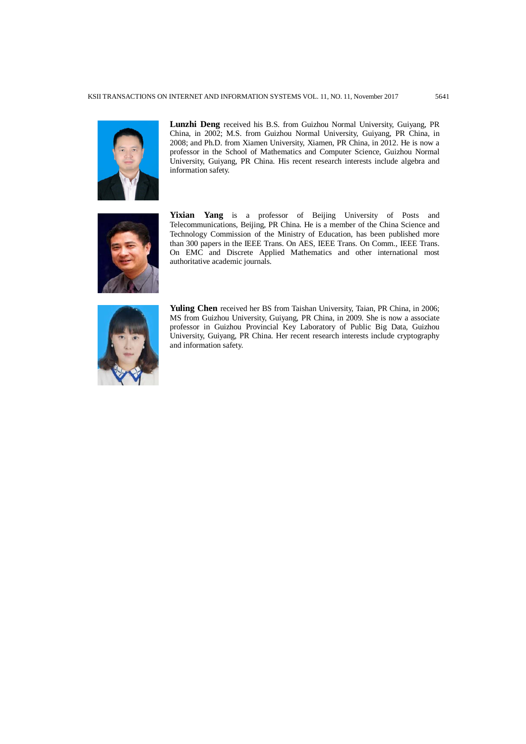**Lunzhi Deng** received his B.S. from Guizhou Normal University, Guiyang, PR China, in 2002; M.S. from Guizhou Normal University, Guiyang, PR China, in 2008; and Ph.D. from Xiamen University, Xiamen, PR China, in 2012. He is now a professor in the School of Mathematics and Computer Science, Guizhou Normal University, Guiyang, PR China. His recent research interests include algebra and information safety.

**Yixian Yang** is a professor of Beijing University of Posts and Telecommunications, Beijing, PR China. He is a member of the China Science and Technology Commission of the Ministry of Education, has been published more than 300 papers in the IEEE Trans. On AES, IEEE Trans. On Comm., IEEE Trans. On EMC and Discrete Applied Mathematics and other international most authoritative academic journals.

**Yuling Chen** received her BS from Taishan University, Taian, PR China, in 2006; MS from Guizhou University, Guiyang, PR China, in 2009. She is now a associate professor in Guizhou Provincial Key Laboratory of Public Big Data, Guizhou University, Guiyang, PR China. Her recent research interests include cryptography and information safety.